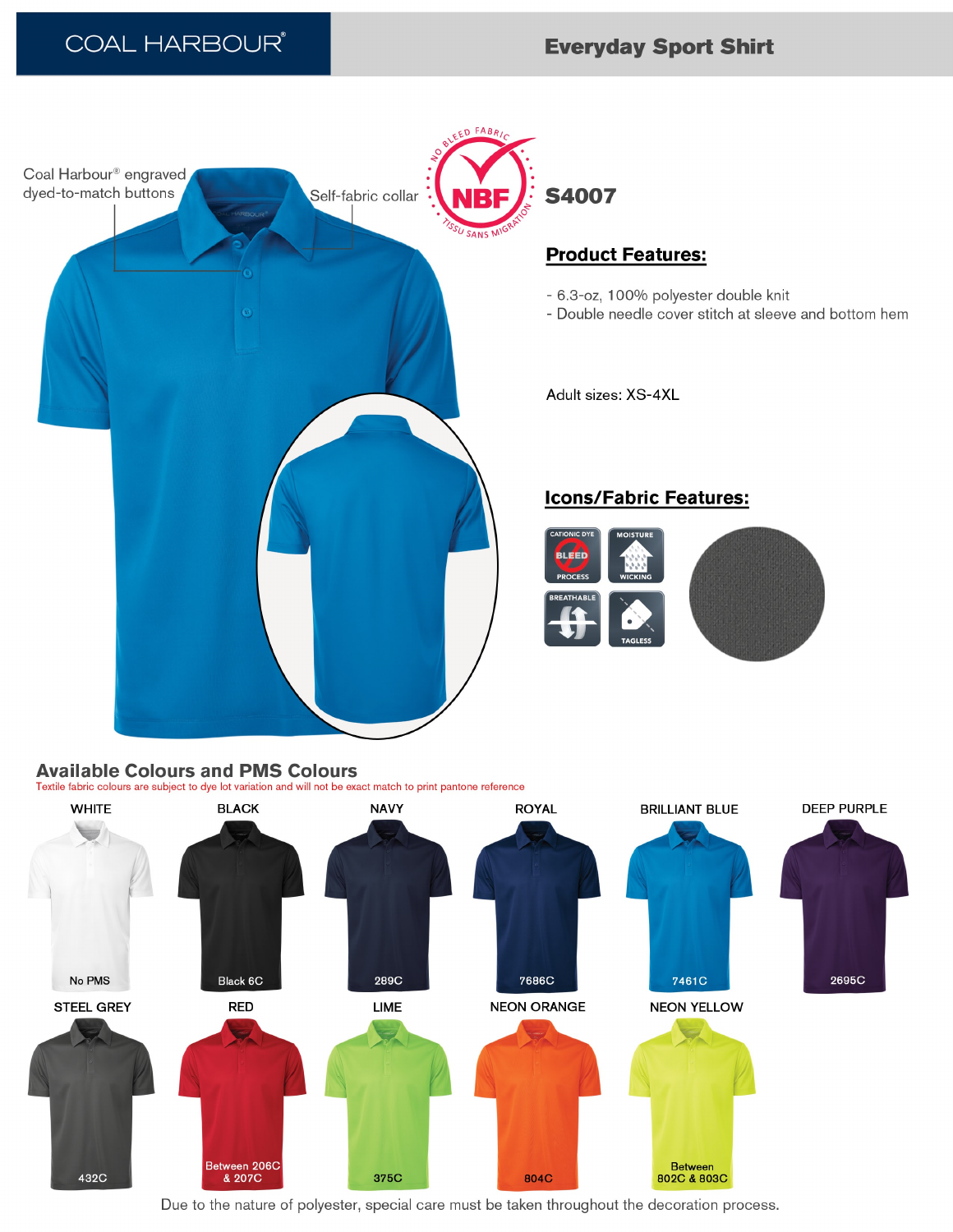# COAL HARBOUR®

## Everyday Sport Shirt

Coal Harbour® engraved dyed-to-match buttons

Self-fabric collar

NO BLEED FABRIC — NBF — TISSU SANS MIGRATION

## S4007

### Product Features:

- 6.3-oz, 100% polyester double knit
- Double needle cover stitch at sleeve and bottom hem

Adult sizes: XS-4XL

### Icons/Fabric Features:

- CATIONIC DYE BLEED PROCESS
- MOISTURE WICKING
- BREATHABLE
- TAGLESS

## Available Colours and PMS Colours

Textile fabric colours are subject to dye lot variation and will not be exact match to print pantone reference

| Colour | PMS |
| --- | --- |
| WHITE | No PMS |
| BLACK | Black 6C |
| NAVY | 289C |
| ROYAL | 7686C |
| BRILLIANT BLUE | 7461C |
| DEEP PURPLE | 2695C |
| STEEL GREY | 432C |
| RED | Between 206C & 207C |
| LIME | 375C |
| NEON ORANGE | 804C |
| NEON YELLOW | Between 802C & 803C |

Due to the nature of polyester, special care must be taken throughout the decoration process.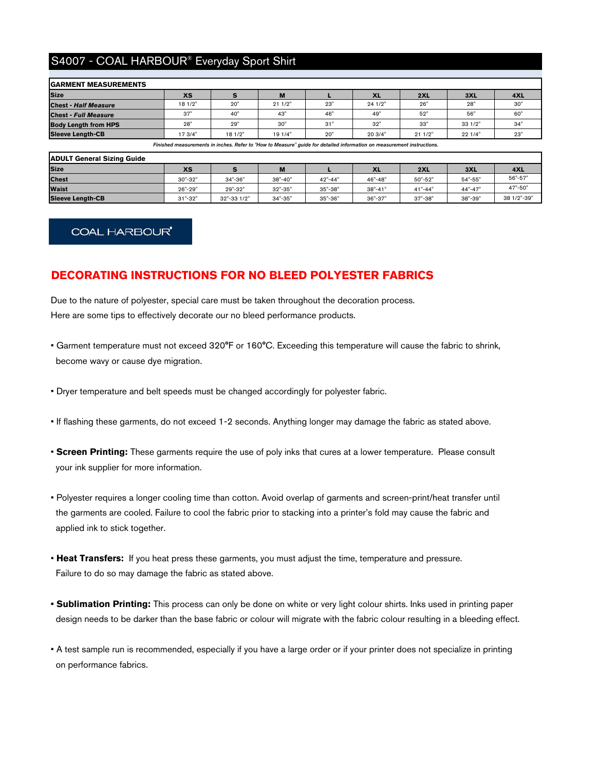## S4007 - COAL HARBOUR® Everyday Sport Shirt

| GARMENT MEASUREMENTS | | | | | | | | |
|---|---|---|---|---|---|---|---|---|
| **Size** | **XS** | **S** | **M** | **L** | **XL** | **2XL** | **3XL** | **4XL** |
| **Chest - *Half Measure*** | 18 1/2" | 20" | 21 1/2" | 23" | 24 1/2" | 26" | 28" | 30" |
| **Chest - *Full Measure*** | 37" | 40" | 43" | 46" | 49" | 52" | 56" | 60" |
| **Body Length from HPS** | 28" | 29" | 30" | 31" | 32" | 33" | 33 1/2" | 34" |
| **Sleeve Length-CB** | 17 3/4" | 18 1/2" | 19 1/4" | 20" | 20 3/4" | 21 1/2" | 22 1/4" | 23" |

***Finished measurements in inches. Refer to "How to Measure" guide for detailed information on measurement instructions.***

| ADULT General Sizing Guide | | | | | | | | |
|---|---|---|---|---|---|---|---|---|
| **Size** | **XS** | **S** | **M** | **L** | **XL** | **2XL** | **3XL** | **4XL** |
| **Chest** | 30"-32" | 34"-36" | 38"-40" | 42"-44" | 46"-48" | 50"-52" | 54"-55" | 56"-57" |
| **Waist** | 26"-29" | 29"-32" | 32"-35" | 35"-38" | 38"-41" | 41"-44" | 44"-47" | 47"-50" |
| **Sleeve Length-CB** | 31"-32" | 32"-33 1/2" | 34"-35" | 35"-36" | 36"-37" | 37"-38" | 38"-39" | 38 1/2"-39" |

COAL HARBOUR®

## DECORATING INSTRUCTIONS FOR NO BLEED POLYESTER FABRICS

Due to the nature of polyester, special care must be taken throughout the decoration process.
Here are some tips to effectively decorate our no bleed performance products.

- Garment temperature must not exceed 320°F or 160°C. Exceeding this temperature will cause the fabric to shrink, become wavy or cause dye migration.

- Dryer temperature and belt speeds must be changed accordingly for polyester fabric.

- If flashing these garments, do not exceed 1-2 seconds. Anything longer may damage the fabric as stated above.

- **Screen Printing:** These garments require the use of poly inks that cures at a lower temperature. Please consult your ink supplier for more information.

- Polyester requires a longer cooling time than cotton. Avoid overlap of garments and screen-print/heat transfer until the garments are cooled. Failure to cool the fabric prior to stacking into a printer's fold may cause the fabric and applied ink to stick together.

- **Heat Transfers:** If you heat press these garments, you must adjust the time, temperature and pressure. Failure to do so may damage the fabric as stated above.

- **Sublimation Printing:** This process can only be done on white or very light colour shirts. Inks used in printing paper design needs to be darker than the base fabric or colour will migrate with the fabric colour resulting in a bleeding effect.

- A test sample run is recommended, especially if you have a large order or if your printer does not specialize in printing on performance fabrics.